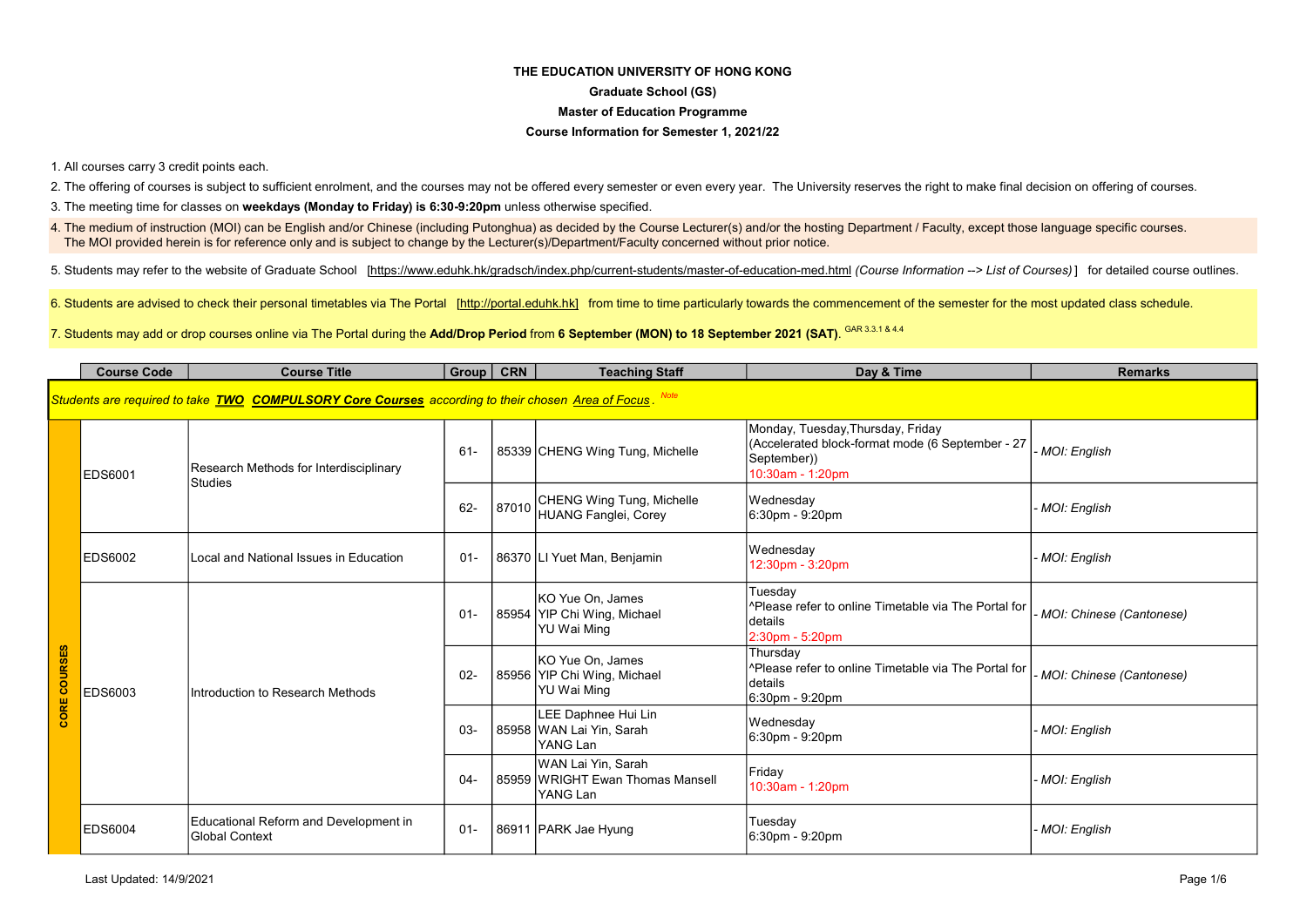**THE EDUCATION UNIVERSITY OF HONG KONG**

**Graduate School (GS)**

**Master of Education Programme**

**Course Information for Semester 1, 2021/22**

1. All courses carry 3 credit points each.
2. The offering of courses is subject to sufficient enrolment, and the courses may not be offered every semester or even every year. The University reserves the right to make final decision on offering of courses.
3. The meeting time for classes on **weekdays (Monday to Friday) is 6:30-9:20pm** unless otherwise specified.
4. The medium of instruction (MOI) can be English and/or Chinese (including Putonghua) as decided by the Course Lecturer(s) and/or the hosting Department / Faculty, except those language specific courses. The MOI provided herein is for reference only and is subject to change by the Lecturer(s)/Department/Faculty concerned without prior notice.
5. Students may refer to the website of Graduate School [https://www.eduhk.hk/gradsch/index.php/current-students/master-of-education-med.html *(Course Information --> List of Courses)*] for detailed course outlines.
6. Students are advised to check their personal timetables via The Portal [http://portal.eduhk.hk] from time to time particularly towards the commencement of the semester for the most updated class schedule.
7. Students may add or drop courses online via The Portal during the **Add/Drop Period** from **6 September (MON) to 18 September 2021 (SAT)**. GAR 3.3.1 & 4.4

| | Course Code | Course Title | Group | CRN | Teaching Staff | Day & Time | Remarks |
|---|---|---|---|---|---|---|---|
| *Students are required to take **TWO COMPULSORY Core Courses** according to their chosen Area of Focus. Note* | | | | | | | |
| CORE COURSES | EDS6001 | Research Methods for Interdisciplinary Studies | 61- | 85339 | CHENG Wing Tung, Michelle | Monday, Tuesday,Thursday, Friday (Accelerated block-format mode (6 September - 27 September)) 10:30am - 1:20pm | *- MOI: English* |
| | | | 62- | 87010 | CHENG Wing Tung, Michelle<br>HUANG Fanglei, Corey | Wednesday 6:30pm - 9:20pm | *- MOI: English* |
| | EDS6002 | Local and National Issues in Education | 01- | 86370 | LI Yuet Man, Benjamin | Wednesday 12:30pm - 3:20pm | *- MOI: English* |
| | EDS6003 | Introduction to Research Methods | 01- | 85954 | KO Yue On, James<br>YIP Chi Wing, Michael<br>YU Wai Ming | Tuesday ^Please refer to online Timetable via The Portal for details 2:30pm - 5:20pm | *- MOI: Chinese (Cantonese)* |
| | | | 02- | 85956 | KO Yue On, James<br>YIP Chi Wing, Michael<br>YU Wai Ming | Thursday ^Please refer to online Timetable via The Portal for details 6:30pm - 9:20pm | *- MOI: Chinese (Cantonese)* |
| | | | 03- | 85958 | LEE Daphnee Hui Lin<br>WAN Lai Yin, Sarah<br>YANG Lan | Wednesday 6:30pm - 9:20pm | *- MOI: English* |
| | | | 04- | 85959 | WAN Lai Yin, Sarah<br>WRIGHT Ewan Thomas Mansell<br>YANG Lan | Friday 10:30am - 1:20pm | *- MOI: English* |
| | EDS6004 | Educational Reform and Development in Global Context | 01- | 86911 | PARK Jae Hyung | Tuesday 6:30pm - 9:20pm | *- MOI: English* |

Last Updated: 14/9/2021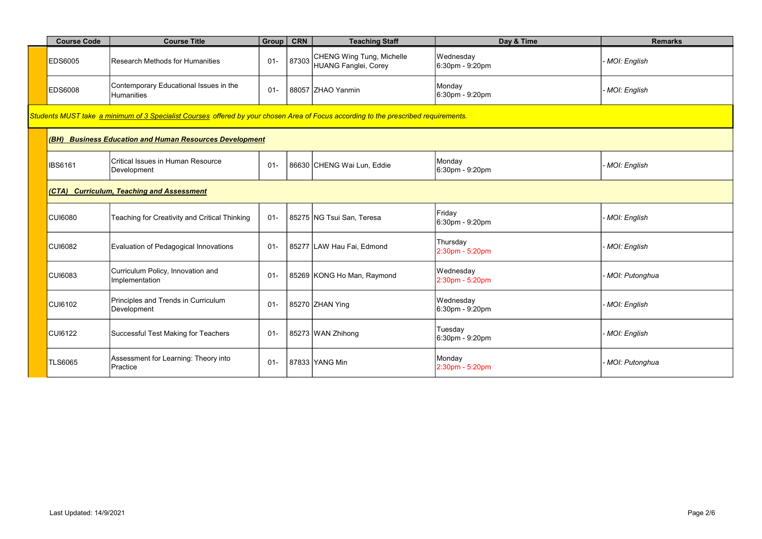| Course Code | Course Title | Group | CRN | Teaching Staff | Day & Time | Remarks |
|---|---|---|---|---|---|---|
| EDS6005 | Research Methods for Humanities | 01- | 87303 | CHENG Wing Tung, Michelle<br>HUANG Fanglei, Corey | Wednesday<br>6:30pm - 9:20pm | *- MOI: English* |
| EDS6008 | Contemporary Educational Issues in the Humanities | 01- | 88057 | ZHAO Yanmin | Monday<br>6:30pm - 9:20pm | *- MOI: English* |
| *Students MUST take a minimum of 3 Specialist Courses offered by your chosen Area of Focus according to the prescribed requirements.* | | | | | | |
| ***(BH) Business Education and Human Resources Development*** | | | | | | |
| IBS6161 | Critical Issues in Human Resource Development | 01- | 86630 | CHENG Wai Lun, Eddie | Monday<br>6:30pm - 9:20pm | *- MOI: English* |
| ***(CTA) Curriculum, Teaching and Assessment*** | | | | | | |
| CUI6080 | Teaching for Creativity and Critical Thinking | 01- | 85275 | NG Tsui San, Teresa | Friday<br>6:30pm - 9:20pm | *- MOI: English* |
| CUI6082 | Evaluation of Pedagogical Innovations | 01- | 85277 | LAW Hau Fai, Edmond | Thursday<br>2:30pm - 5:20pm | *- MOI: English* |
| CUI6083 | Curriculum Policy, Innovation and Implementation | 01- | 85269 | KONG Ho Man, Raymond | Wednesday<br>2:30pm - 5:20pm | *- MOI: Putonghua* |
| CUI6102 | Principles and Trends in Curriculum Development | 01- | 85270 | ZHAN Ying | Wednesday<br>6:30pm - 9:20pm | *- MOI: English* |
| CUI6122 | Successful Test Making for Teachers | 01- | 85273 | WAN Zhihong | Tuesday<br>6:30pm - 9:20pm | *- MOI: English* |
| TLS6065 | Assessment for Learning: Theory into Practice | 01- | 87833 | YANG Min | Monday<br>2:30pm - 5:20pm | *- MOI: Putonghua* |

Last Updated: 14/9/2021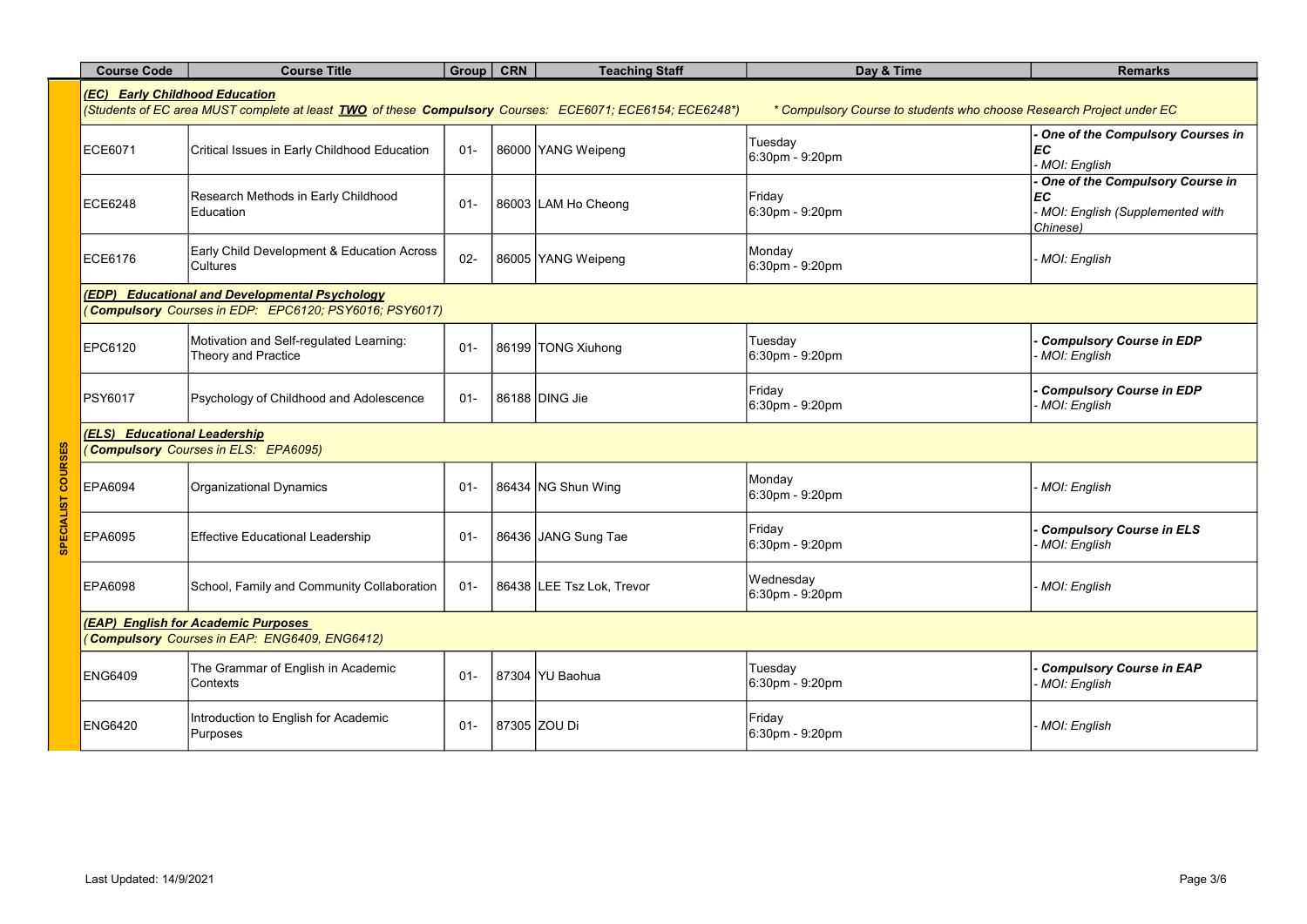| Course Code | Course Title | Group | CRN | Teaching Staff | Day & Time | Remarks |
|---|---|---|---|---|---|---|
| **SPECIALIST COURSES** | | | | | | |
| ***(EC) Early Childhood Education*** *(Students of EC area MUST complete at least **TWO** of these **Compulsory** Courses: ECE6071; ECE6154; ECE6248\*)* *\* Compulsory Course to students who choose Research Project under EC* | | | | | | |
| ECE6071 | Critical Issues in Early Childhood Education | 01- | 86000 | YANG Weipeng | Tuesday 6:30pm - 9:20pm | ***- One of the Compulsory Courses in EC*** *- MOI: English* |
| ECE6248 | Research Methods in Early Childhood Education | 01- | 86003 | LAM Ho Cheong | Friday 6:30pm - 9:20pm | ***- One of the Compulsory Course in EC*** *- MOI: English (Supplemented with Chinese)* |
| ECE6176 | Early Child Development & Education Across Cultures | 02- | 86005 | YANG Weipeng | Monday 6:30pm - 9:20pm | *- MOI: English* |
| ***(EDP) Educational and Developmental Psychology*** *(**Compulsory** Courses in EDP: EPC6120; PSY6016; PSY6017)* | | | | | | |
| EPC6120 | Motivation and Self-regulated Learning: Theory and Practice | 01- | 86199 | TONG Xiuhong | Tuesday 6:30pm - 9:20pm | ***- Compulsory Course in EDP*** *- MOI: English* |
| PSY6017 | Psychology of Childhood and Adolescence | 01- | 86188 | DING Jie | Friday 6:30pm - 9:20pm | ***- Compulsory Course in EDP*** *- MOI: English* |
| ***(ELS) Educational Leadership*** *(**Compulsory** Courses in ELS: EPA6095)* | | | | | | |
| EPA6094 | Organizational Dynamics | 01- | 86434 | NG Shun Wing | Monday 6:30pm - 9:20pm | *- MOI: English* |
| EPA6095 | Effective Educational Leadership | 01- | 86436 | JANG Sung Tae | Friday 6:30pm - 9:20pm | ***- Compulsory Course in ELS*** *- MOI: English* |
| EPA6098 | School, Family and Community Collaboration | 01- | 86438 | LEE Tsz Lok, Trevor | Wednesday 6:30pm - 9:20pm | *- MOI: English* |
| ***(EAP) English for Academic Purposes*** *(**Compulsory** Courses in EAP: ENG6409, ENG6412)* | | | | | | |
| ENG6409 | The Grammar of English in Academic Contexts | 01- | 87304 | YU Baohua | Tuesday 6:30pm - 9:20pm | ***- Compulsory Course in EAP*** *- MOI: English* |
| ENG6420 | Introduction to English for Academic Purposes | 01- | 87305 | ZOU Di | Friday 6:30pm - 9:20pm | *- MOI: English* |

Last Updated: 14/9/2021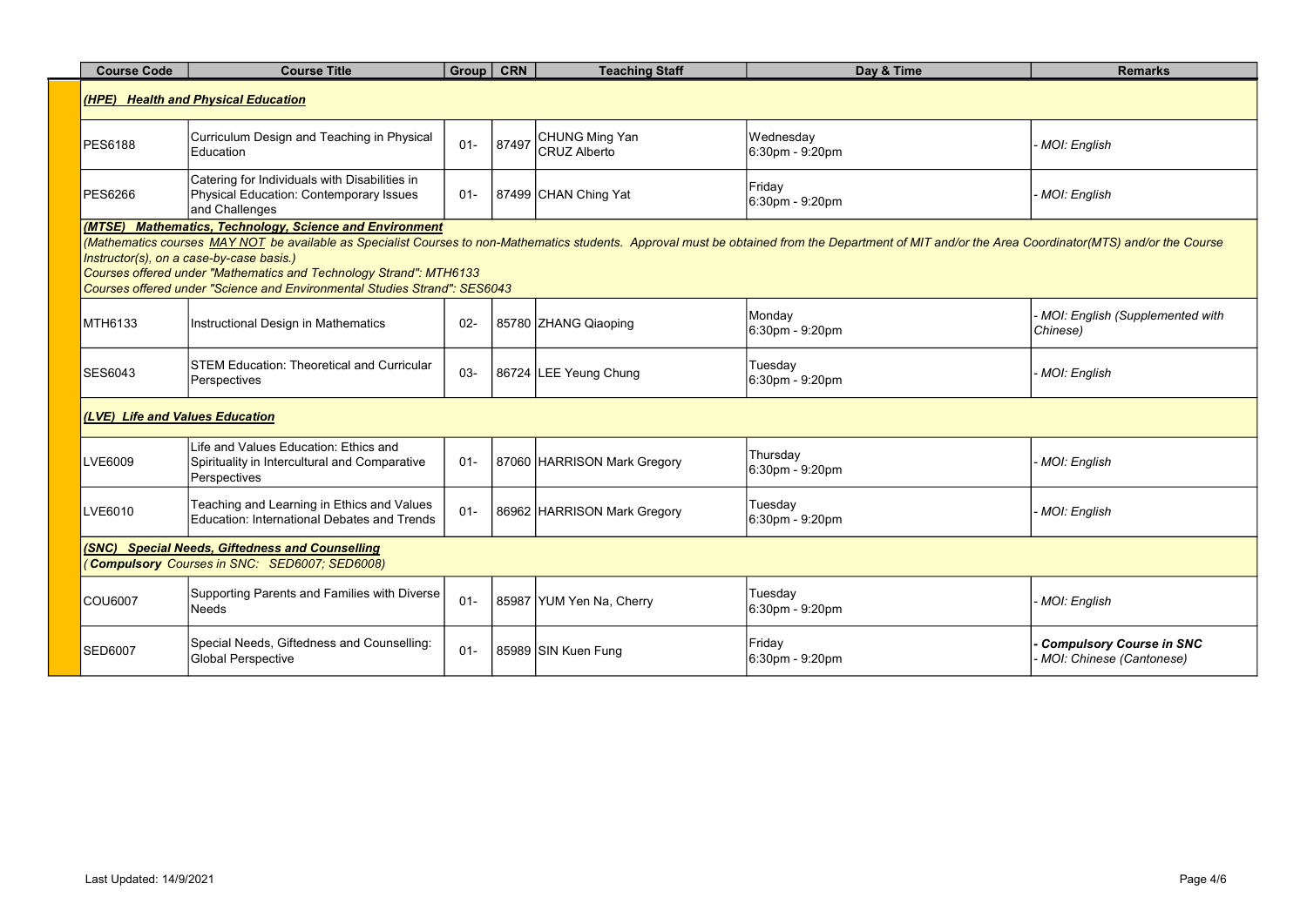| Course Code | Course Title | Group | CRN | Teaching Staff | Day & Time | Remarks |
|---|---|---|---|---|---|---|
| ***(HPE) Health and Physical Education*** | | | | | | |
| PES6188 | Curriculum Design and Teaching in Physical Education | 01- | 87497 | CHUNG Ming Yan<br>CRUZ Alberto | Wednesday<br>6:30pm - 9:20pm | *- MOI: English* |
| PES6266 | Catering for Individuals with Disabilities in Physical Education: Contemporary Issues and Challenges | 01- | 87499 | CHAN Ching Yat | Friday<br>6:30pm - 9:20pm | *- MOI: English* |
| ***(MTSE) Mathematics, Technology, Science and Environment***<br>*(Mathematics courses MAY NOT be available as Specialist Courses to non-Mathematics students. Approval must be obtained from the Department of MIT and/or the Area Coordinator(MTS) and/or the Course Instructor(s), on a case-by-case basis.)*<br>*Courses offered under "Mathematics and Technology Strand": MTH6133*<br>*Courses offered under "Science and Environmental Studies Strand": SES6043* | | | | | | |
| MTH6133 | Instructional Design in Mathematics | 02- | 85780 | ZHANG Qiaoping | Monday<br>6:30pm - 9:20pm | *- MOI: English (Supplemented with Chinese)* |
| SES6043 | STEM Education: Theoretical and Curricular Perspectives | 03- | 86724 | LEE Yeung Chung | Tuesday<br>6:30pm - 9:20pm | *- MOI: English* |
| ***(LVE) Life and Values Education*** | | | | | | |
| LVE6009 | Life and Values Education: Ethics and Spirituality in Intercultural and Comparative Perspectives | 01- | 87060 | HARRISON Mark Gregory | Thursday<br>6:30pm - 9:20pm | *- MOI: English* |
| LVE6010 | Teaching and Learning in Ethics and Values Education: International Debates and Trends | 01- | 86962 | HARRISON Mark Gregory | Tuesday<br>6:30pm - 9:20pm | *- MOI: English* |
| ***(SNC) Special Needs, Giftedness and Counselling***<br>*(**Compulsory** Courses in SNC: SED6007; SED6008)* | | | | | | |
| COU6007 | Supporting Parents and Families with Diverse Needs | 01- | 85987 | YUM Yen Na, Cherry | Tuesday<br>6:30pm - 9:20pm | *- MOI: English* |
| SED6007 | Special Needs, Giftedness and Counselling: Global Perspective | 01- | 85989 | SIN Kuen Fung | Friday<br>6:30pm - 9:20pm | ***- Compulsory Course in SNC***<br>*- MOI: Chinese (Cantonese)* |

Last Updated: 14/9/2021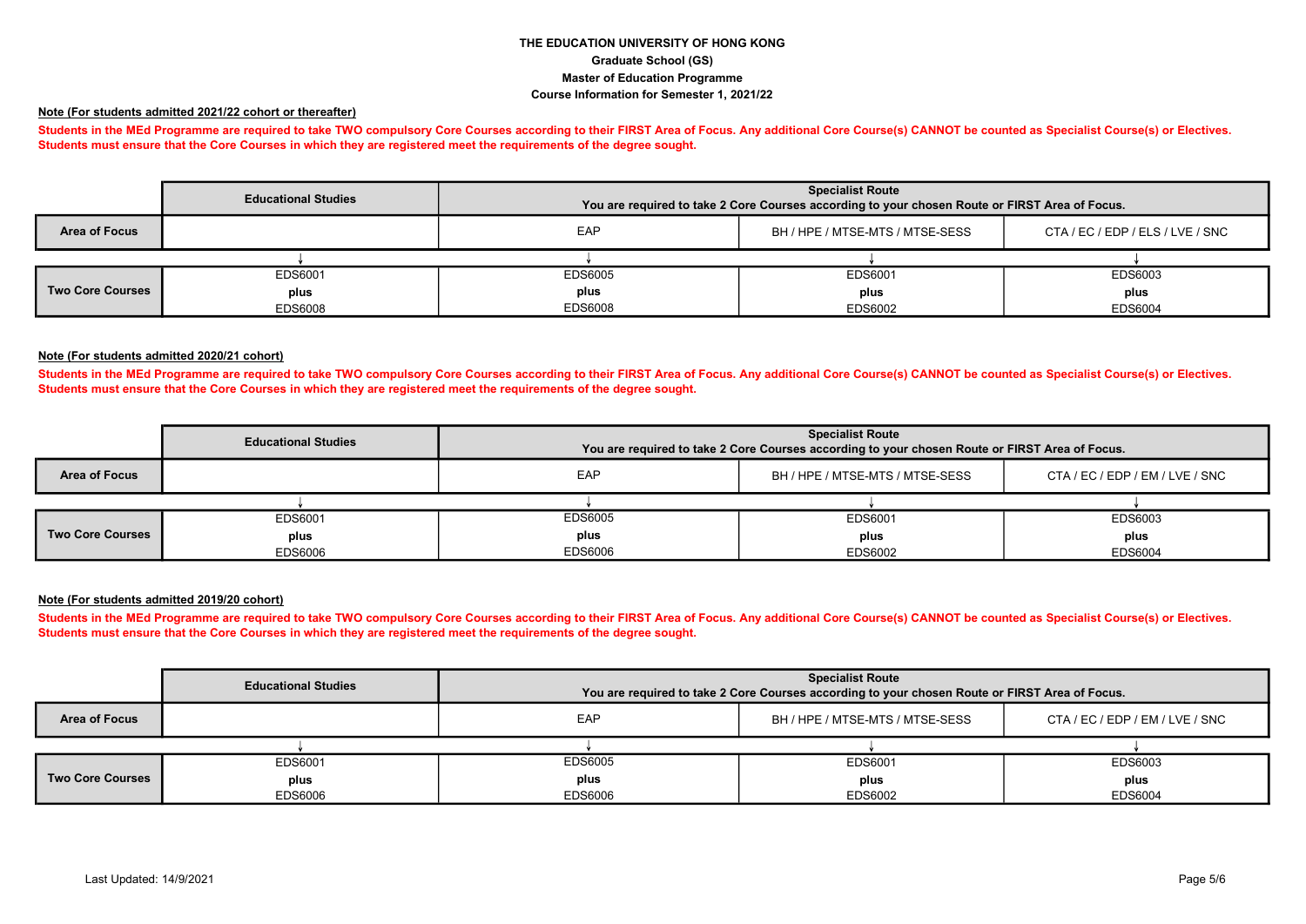**THE EDUCATION UNIVERSITY OF HONG KONG**

**Graduate School (GS)**

**Master of Education Programme**

**Course Information for Semester 1, 2021/22**

**Note (For students admitted 2021/22 cohort or thereafter)**

**Students in the MEd Programme are required to take TWO compulsory Core Courses according to their FIRST Area of Focus. Any additional Core Course(s) CANNOT be counted as Specialist Course(s) or Electives. Students must ensure that the Core Courses in which they are registered meet the requirements of the degree sought.**

| | Educational Studies | Specialist Route<br>You are required to take 2 Core Courses according to your chosen Route or FIRST Area of Focus. | | |
|---|---|---|---|---|
| **Area of Focus** | | EAP | BH / HPE / MTSE-MTS / MTSE-SESS | CTA / EC / EDP / ELS / LVE / SNC |
| | ↓ | ↓ | ↓ | ↓ |
| **Two Core Courses** | EDS6001<br>**plus**<br>EDS6008 | EDS6005<br>**plus**<br>EDS6008 | EDS6001<br>**plus**<br>EDS6002 | EDS6003<br>**plus**<br>EDS6004 |

**Note (For students admitted 2020/21 cohort)**

**Students in the MEd Programme are required to take TWO compulsory Core Courses according to their FIRST Area of Focus. Any additional Core Course(s) CANNOT be counted as Specialist Course(s) or Electives. Students must ensure that the Core Courses in which they are registered meet the requirements of the degree sought.**

| | Educational Studies | Specialist Route<br>You are required to take 2 Core Courses according to your chosen Route or FIRST Area of Focus. | | |
|---|---|---|---|---|
| **Area of Focus** | | EAP | BH / HPE / MTSE-MTS / MTSE-SESS | CTA / EC / EDP / EM / LVE / SNC |
| | ↓ | ↓ | ↓ | ↓ |
| **Two Core Courses** | EDS6001<br>**plus**<br>EDS6006 | EDS6005<br>**plus**<br>EDS6006 | EDS6001<br>**plus**<br>EDS6002 | EDS6003<br>**plus**<br>EDS6004 |

**Note (For students admitted 2019/20 cohort)**

**Students in the MEd Programme are required to take TWO compulsory Core Courses according to their FIRST Area of Focus. Any additional Core Course(s) CANNOT be counted as Specialist Course(s) or Electives. Students must ensure that the Core Courses in which they are registered meet the requirements of the degree sought.**

| | Educational Studies | Specialist Route<br>You are required to take 2 Core Courses according to your chosen Route or FIRST Area of Focus. | | |
|---|---|---|---|---|
| **Area of Focus** | | EAP | BH / HPE / MTSE-MTS / MTSE-SESS | CTA / EC / EDP / EM / LVE / SNC |
| | ↓ | ↓ | ↓ | ↓ |
| **Two Core Courses** | EDS6001<br>**plus**<br>EDS6006 | EDS6005<br>**plus**<br>EDS6006 | EDS6001<br>**plus**<br>EDS6002 | EDS6003<br>**plus**<br>EDS6004 |

Last Updated: 14/9/2021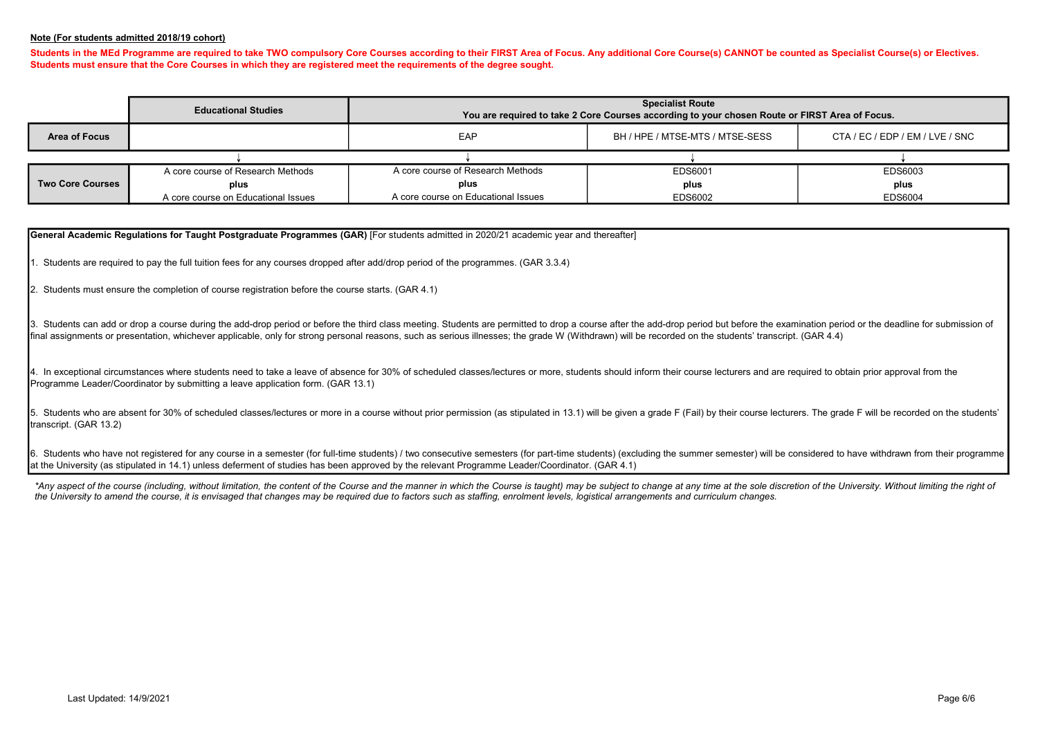**Note (For students admitted 2018/19 cohort)**

**Students in the MEd Programme are required to take TWO compulsory Core Courses according to their FIRST Area of Focus. Any additional Core Course(s) CANNOT be counted as Specialist Course(s) or Electives. Students must ensure that the Core Courses in which they are registered meet the requirements of the degree sought.**

| | Educational Studies | Specialist Route<br>You are required to take 2 Core Courses according to your chosen Route or FIRST Area of Focus. | | |
|---|---|---|---|---|
| **Area of Focus** | | EAP | BH / HPE / MTSE-MTS / MTSE-SESS | CTA / EC / EDP / EM / LVE / SNC |
| | ↓ | ↓ | ↓ | ↓ |
| **Two Core Courses** | A core course of Research Methods<br>**plus**<br>A core course on Educational Issues | A core course of Research Methods<br>**plus**<br>A core course on Educational Issues | EDS6001<br>**plus**<br>EDS6002 | EDS6003<br>**plus**<br>EDS6004 |

**General Academic Regulations for Taught Postgraduate Programmes (GAR)** [For students admitted in 2020/21 academic year and thereafter]

1. Students are required to pay the full tuition fees for any courses dropped after add/drop period of the programmes. (GAR 3.3.4)

2. Students must ensure the completion of course registration before the course starts. (GAR 4.1)

3. Students can add or drop a course during the add-drop period or before the third class meeting. Students are permitted to drop a course after the add-drop period but before the examination period or the deadline for submission of final assignments or presentation, whichever applicable, only for strong personal reasons, such as serious illnesses; the grade W (Withdrawn) will be recorded on the students' transcript. (GAR 4.4)

4. In exceptional circumstances where students need to take a leave of absence for 30% of scheduled classes/lectures or more, students should inform their course lecturers and are required to obtain prior approval from the Programme Leader/Coordinator by submitting a leave application form. (GAR 13.1)

5. Students who are absent for 30% of scheduled classes/lectures or more in a course without prior permission (as stipulated in 13.1) will be given a grade F (Fail) by their course lecturers. The grade F will be recorded on the students' transcript. (GAR 13.2)

6. Students who have not registered for any course in a semester (for full-time students) / two consecutive semesters (for part-time students) (excluding the summer semester) will be considered to have withdrawn from their programme at the University (as stipulated in 14.1) unless deferment of studies has been approved by the relevant Programme Leader/Coordinator. (GAR 4.1)

*\*Any aspect of the course (including, without limitation, the content of the Course and the manner in which the Course is taught) may be subject to change at any time at the sole discretion of the University. Without limiting the right of the University to amend the course, it is envisaged that changes may be required due to factors such as staffing, enrolment levels, logistical arrangements and curriculum changes.*

Last Updated: 14/9/2021